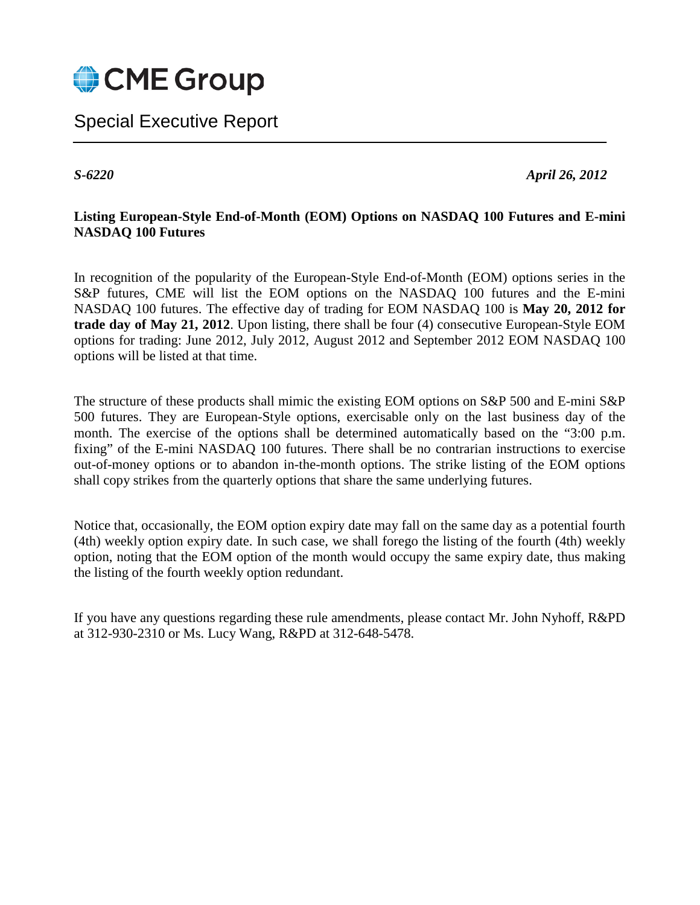CME Group

# Special Executive Report

***S-6220*** ***April 26, 2012***

**Listing European-Style End-of-Month (EOM) Options on NASDAQ 100 Futures and E-mini NASDAQ 100 Futures**

In recognition of the popularity of the European-Style End-of-Month (EOM) options series in the S&P futures, CME will list the EOM options on the NASDAQ 100 futures and the E-mini NASDAQ 100 futures. The effective day of trading for EOM NASDAQ 100 is **May 20, 2012 for trade day of May 21, 2012**. Upon listing, there shall be four (4) consecutive European-Style EOM options for trading: June 2012, July 2012, August 2012 and September 2012 EOM NASDAQ 100 options will be listed at that time.

The structure of these products shall mimic the existing EOM options on S&P 500 and E-mini S&P 500 futures. They are European-Style options, exercisable only on the last business day of the month. The exercise of the options shall be determined automatically based on the "3:00 p.m. fixing" of the E-mini NASDAQ 100 futures. There shall be no contrarian instructions to exercise out-of-money options or to abandon in-the-month options. The strike listing of the EOM options shall copy strikes from the quarterly options that share the same underlying futures.

Notice that, occasionally, the EOM option expiry date may fall on the same day as a potential fourth (4th) weekly option expiry date. In such case, we shall forego the listing of the fourth (4th) weekly option, noting that the EOM option of the month would occupy the same expiry date, thus making the listing of the fourth weekly option redundant.

If you have any questions regarding these rule amendments, please contact Mr. John Nyhoff, R&PD at 312-930-2310 or Ms. Lucy Wang, R&PD at 312-648-5478.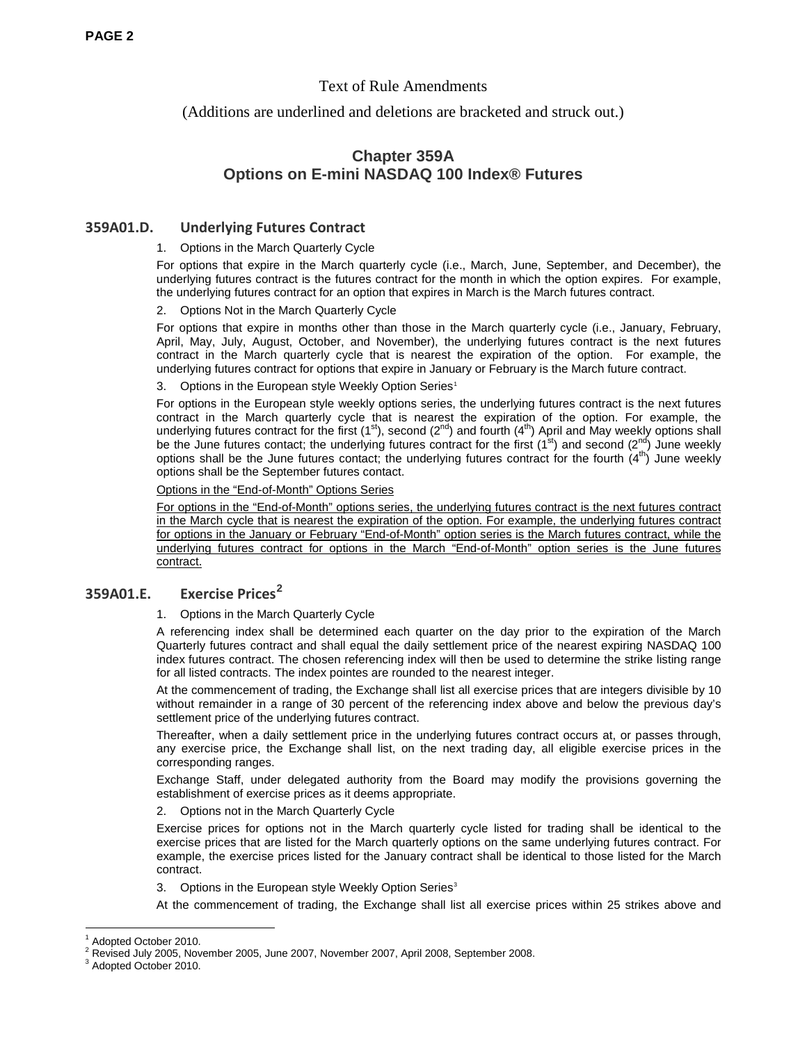Text of Rule Amendments

(Additions are underlined and deletions are bracketed and struck out.)

## Chapter 359A
## Options on E-mini NASDAQ 100 Index® Futures

### 359A01.D. Underlying Futures Contract

1. Options in the March Quarterly Cycle

For options that expire in the March quarterly cycle (i.e., March, June, September, and December), the underlying futures contract is the futures contract for the month in which the option expires. For example, the underlying futures contract for an option that expires in March is the March futures contract.

2. Options Not in the March Quarterly Cycle

For options that expire in months other than those in the March quarterly cycle (i.e., January, February, April, May, July, August, October, and November), the underlying futures contract is the next futures contract in the March quarterly cycle that is nearest the expiration of the option. For example, the underlying futures contract for options that expire in January or February is the March future contract.

3. Options in the European style Weekly Option Series[1]

For options in the European style weekly options series, the underlying futures contract is the next futures contract in the March quarterly cycle that is nearest the expiration of the option. For example, the underlying futures contract for the first (1st), second (2nd) and fourth (4th) April and May weekly options shall be the June futures contact; the underlying futures contract for the first (1st) and second (2nd) June weekly options shall be the June futures contact; the underlying futures contract for the fourth (4th) June weekly options shall be the September futures contact.

<u>Options in the "End-of-Month" Options Series</u>

<u>For options in the "End-of-Month" options series, the underlying futures contract is the next futures contract in the March cycle that is nearest the expiration of the option. For example, the underlying futures contract for options in the January or February "End-of-Month" option series is the March futures contract, while the underlying futures contract for options in the March "End-of-Month" option series is the June futures contract.</u>

### 359A01.E. Exercise Prices[2]

1. Options in the March Quarterly Cycle

A referencing index shall be determined each quarter on the day prior to the expiration of the March Quarterly futures contract and shall equal the daily settlement price of the nearest expiring NASDAQ 100 index futures contract. The chosen referencing index will then be used to determine the strike listing range for all listed contracts. The index pointes are rounded to the nearest integer.

At the commencement of trading, the Exchange shall list all exercise prices that are integers divisible by 10 without remainder in a range of 30 percent of the referencing index above and below the previous day's settlement price of the underlying futures contract.

Thereafter, when a daily settlement price in the underlying futures contract occurs at, or passes through, any exercise price, the Exchange shall list, on the next trading day, all eligible exercise prices in the corresponding ranges.

Exchange Staff, under delegated authority from the Board may modify the provisions governing the establishment of exercise prices as it deems appropriate.

2. Options not in the March Quarterly Cycle

Exercise prices for options not in the March quarterly cycle listed for trading shall be identical to the exercise prices that are listed for the March quarterly options on the same underlying futures contract. For example, the exercise prices listed for the January contract shall be identical to those listed for the March contract.

3. Options in the European style Weekly Option Series[3]

At the commencement of trading, the Exchange shall list all exercise prices within 25 strikes above and

---

[1] Adopted October 2010.

[2] Revised July 2005, November 2005, June 2007, November 2007, April 2008, September 2008.

[3] Adopted October 2010.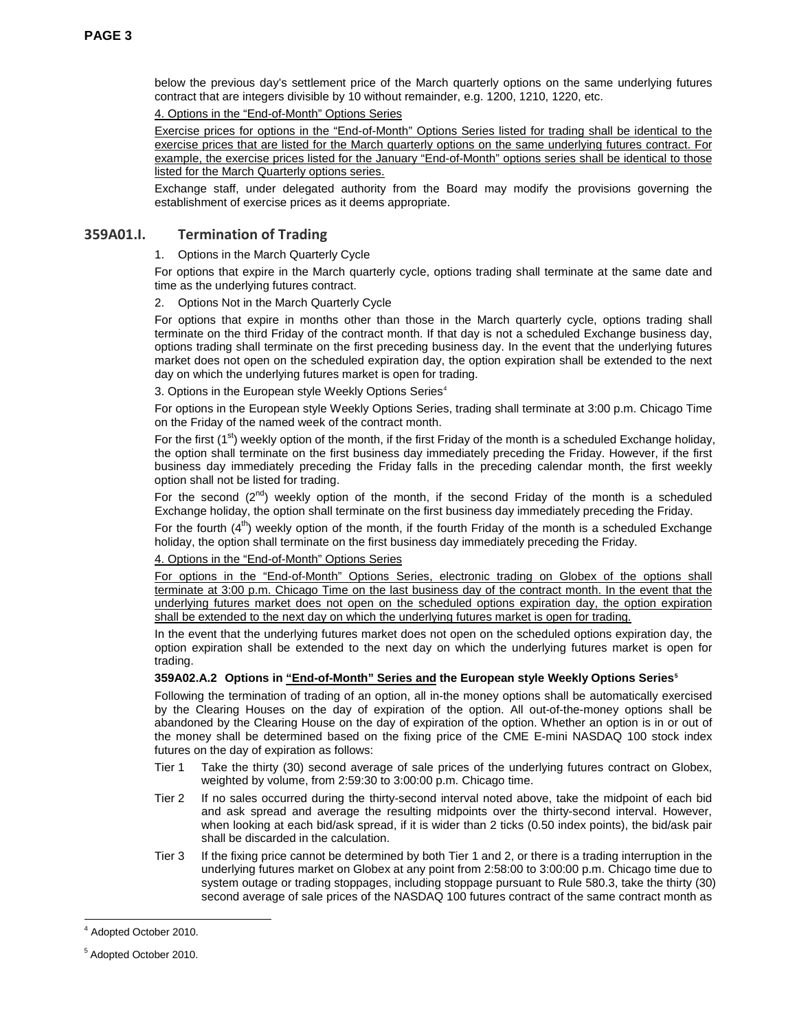below the previous day's settlement price of the March quarterly options on the same underlying futures contract that are integers divisible by 10 without remainder, e.g. 1200, 1210, 1220, etc.

4. Options in the "End-of-Month" Options Series

Exercise prices for options in the "End-of-Month" Options Series listed for trading shall be identical to the exercise prices that are listed for the March quarterly options on the same underlying futures contract. For example, the exercise prices listed for the January "End-of-Month" options series shall be identical to those listed for the March Quarterly options series.

Exchange staff, under delegated authority from the Board may modify the provisions governing the establishment of exercise prices as it deems appropriate.

## 359A01.I. Termination of Trading

1. Options in the March Quarterly Cycle

For options that expire in the March quarterly cycle, options trading shall terminate at the same date and time as the underlying futures contract.

2. Options Not in the March Quarterly Cycle

For options that expire in months other than those in the March quarterly cycle, options trading shall terminate on the third Friday of the contract month. If that day is not a scheduled Exchange business day, options trading shall terminate on the first preceding business day. In the event that the underlying futures market does not open on the scheduled expiration day, the option expiration shall be extended to the next day on which the underlying futures market is open for trading.

3. Options in the European style Weekly Options Series[4]

For options in the European style Weekly Options Series, trading shall terminate at 3:00 p.m. Chicago Time on the Friday of the named week of the contract month.

For the first (1st) weekly option of the month, if the first Friday of the month is a scheduled Exchange holiday, the option shall terminate on the first business day immediately preceding the Friday. However, if the first business day immediately preceding the Friday falls in the preceding calendar month, the first weekly option shall not be listed for trading.

For the second (2nd) weekly option of the month, if the second Friday of the month is a scheduled Exchange holiday, the option shall terminate on the first business day immediately preceding the Friday.

For the fourth (4th) weekly option of the month, if the fourth Friday of the month is a scheduled Exchange holiday, the option shall terminate on the first business day immediately preceding the Friday.

4. Options in the "End-of-Month" Options Series

For options in the "End-of-Month" Options Series, electronic trading on Globex of the options shall terminate at 3:00 p.m. Chicago Time on the last business day of the contract month. In the event that the underlying futures market does not open on the scheduled options expiration day, the option expiration shall be extended to the next day on which the underlying futures market is open for trading.

In the event that the underlying futures market does not open on the scheduled options expiration day, the option expiration shall be extended to the next day on which the underlying futures market is open for trading.

**359A02.A.2 Options in "End-of-Month" Series and the European style Weekly Options Series[5]**

Following the termination of trading of an option, all in-the money options shall be automatically exercised by the Clearing Houses on the day of expiration of the option. All out-of-the-money options shall be abandoned by the Clearing House on the day of expiration of the option. Whether an option is in or out of the money shall be determined based on the fixing price of the CME E-mini NASDAQ 100 stock index futures on the day of expiration as follows:

- Tier 1 Take the thirty (30) second average of sale prices of the underlying futures contract on Globex, weighted by volume, from 2:59:30 to 3:00:00 p.m. Chicago time.
- Tier 2 If no sales occurred during the thirty-second interval noted above, take the midpoint of each bid and ask spread and average the resulting midpoints over the thirty-second interval. However, when looking at each bid/ask spread, if it is wider than 2 ticks (0.50 index points), the bid/ask pair shall be discarded in the calculation.
- Tier 3 If the fixing price cannot be determined by both Tier 1 and 2, or there is a trading interruption in the underlying futures market on Globex at any point from 2:58:00 to 3:00:00 p.m. Chicago time due to system outage or trading stoppages, including stoppage pursuant to Rule 580.3, take the thirty (30) second average of sale prices of the NASDAQ 100 futures contract of the same contract month as

[4] Adopted October 2010.

[5] Adopted October 2010.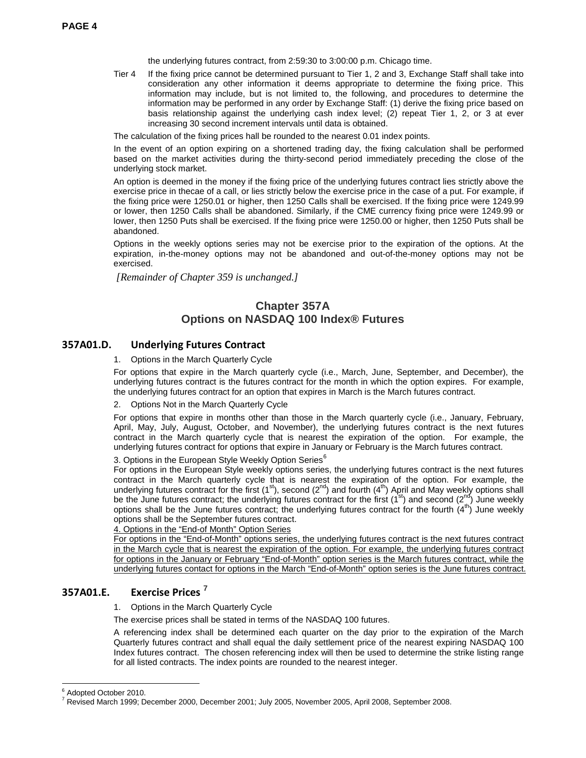the underlying futures contract, from 2:59:30 to 3:00:00 p.m. Chicago time.

Tier 4 If the fixing price cannot be determined pursuant to Tier 1, 2 and 3, Exchange Staff shall take into consideration any other information it deems appropriate to determine the fixing price. This information may include, but is not limited to, the following, and procedures to determine the information may be performed in any order by Exchange Staff: (1) derive the fixing price based on basis relationship against the underlying cash index level; (2) repeat Tier 1, 2, or 3 at ever increasing 30 second increment intervals until data is obtained.

The calculation of the fixing prices hall be rounded to the nearest 0.01 index points.

In the event of an option expiring on a shortened trading day, the fixing calculation shall be performed based on the market activities during the thirty-second period immediately preceding the close of the underlying stock market.

An option is deemed in the money if the fixing price of the underlying futures contract lies strictly above the exercise price in thecae of a call, or lies strictly below the exercise price in the case of a put. For example, if the fixing price were 1250.01 or higher, then 1250 Calls shall be exercised. If the fixing price were 1249.99 or lower, then 1250 Calls shall be abandoned. Similarly, if the CME currency fixing price were 1249.99 or lower, then 1250 Puts shall be exercised. If the fixing price were 1250.00 or higher, then 1250 Puts shall be abandoned.

Options in the weekly options series may not be exercise prior to the expiration of the options. At the expiration, in-the-money options may not be abandoned and out-of-the-money options may not be exercised.

*[Remainder of Chapter 359 is unchanged.]*

## Chapter 357A
## Options on NASDAQ 100 Index® Futures

### 357A01.D. Underlying Futures Contract

1. Options in the March Quarterly Cycle

For options that expire in the March quarterly cycle (i.e., March, June, September, and December), the underlying futures contract is the futures contract for the month in which the option expires. For example, the underlying futures contract for an option that expires in March is the March futures contract.

2. Options Not in the March Quarterly Cycle

For options that expire in months other than those in the March quarterly cycle (i.e., January, February, April, May, July, August, October, and November), the underlying futures contract is the next futures contract in the March quarterly cycle that is nearest the expiration of the option. For example, the underlying futures contract for options that expire in January or February is the March futures contract.

3. Options in the European Style Weekly Option Series[6]

For options in the European Style weekly options series, the underlying futures contract is the next futures contract in the March quarterly cycle that is nearest the expiration of the option. For example, the underlying futures contract for the first (1st), second (2nd) and fourth (4th) April and May weekly options shall be the June futures contract; the underlying futures contract for the first (1st) and second (2nd) June weekly options shall be the June futures contract; the underlying futures contract for the fourth (4th) June weekly options shall be the September futures contract.

4. Options in the "End-of Month" Option Series

For options in the "End-of-Month" options series, the underlying futures contract is the next futures contract in the March cycle that is nearest the expiration of the option. For example, the underlying futures contract for options in the January or February "End-of-Month" option series is the March futures contract, while the underlying futures contact for options in the March "End-of-Month" option series is the June futures contract.

### 357A01.E. Exercise Prices [7]

1. Options in the March Quarterly Cycle

The exercise prices shall be stated in terms of the NASDAQ 100 futures.

A referencing index shall be determined each quarter on the day prior to the expiration of the March Quarterly futures contract and shall equal the daily settlement price of the nearest expiring NASDAQ 100 Index futures contract. The chosen referencing index will then be used to determine the strike listing range for all listed contracts. The index points are rounded to the nearest integer.

---

[6] Adopted October 2010.

[7] Revised March 1999; December 2000, December 2001; July 2005, November 2005, April 2008, September 2008.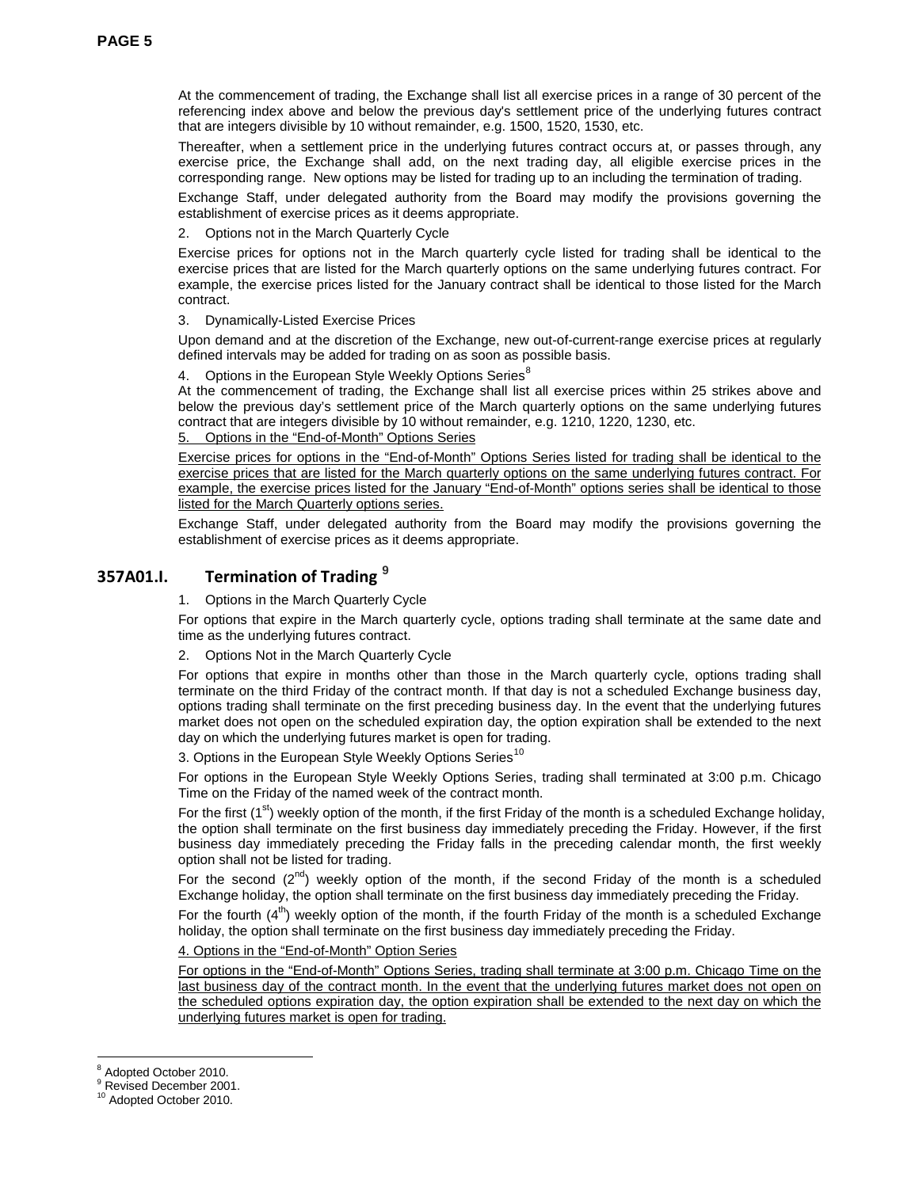At the commencement of trading, the Exchange shall list all exercise prices in a range of 30 percent of the referencing index above and below the previous day's settlement price of the underlying futures contract that are integers divisible by 10 without remainder, e.g. 1500, 1520, 1530, etc.

Thereafter, when a settlement price in the underlying futures contract occurs at, or passes through, any exercise price, the Exchange shall add, on the next trading day, all eligible exercise prices in the corresponding range. New options may be listed for trading up to an including the termination of trading.

Exchange Staff, under delegated authority from the Board may modify the provisions governing the establishment of exercise prices as it deems appropriate.

2. Options not in the March Quarterly Cycle

Exercise prices for options not in the March quarterly cycle listed for trading shall be identical to the exercise prices that are listed for the March quarterly options on the same underlying futures contract. For example, the exercise prices listed for the January contract shall be identical to those listed for the March contract.

3. Dynamically-Listed Exercise Prices

Upon demand and at the discretion of the Exchange, new out-of-current-range exercise prices at regularly defined intervals may be added for trading on as soon as possible basis.

4. Options in the European Style Weekly Options Series[8]

At the commencement of trading, the Exchange shall list all exercise prices within 25 strikes above and below the previous day's settlement price of the March quarterly options on the same underlying futures contract that are integers divisible by 10 without remainder, e.g. 1210, 1220, 1230, etc.

5. Options in the "End-of-Month" Options Series

Exercise prices for options in the "End-of-Month" Options Series listed for trading shall be identical to the exercise prices that are listed for the March quarterly options on the same underlying futures contract. For example, the exercise prices listed for the January "End-of-Month" options series shall be identical to those listed for the March Quarterly options series.

Exchange Staff, under delegated authority from the Board may modify the provisions governing the establishment of exercise prices as it deems appropriate.

## 357A01.I. Termination of Trading [9]

1. Options in the March Quarterly Cycle

For options that expire in the March quarterly cycle, options trading shall terminate at the same date and time as the underlying futures contract.

2. Options Not in the March Quarterly Cycle

For options that expire in months other than those in the March quarterly cycle, options trading shall terminate on the third Friday of the contract month. If that day is not a scheduled Exchange business day, options trading shall terminate on the first preceding business day. In the event that the underlying futures market does not open on the scheduled expiration day, the option expiration shall be extended to the next day on which the underlying futures market is open for trading.

3. Options in the European Style Weekly Options Series[10]

For options in the European Style Weekly Options Series, trading shall terminated at 3:00 p.m. Chicago Time on the Friday of the named week of the contract month.

For the first (1st) weekly option of the month, if the first Friday of the month is a scheduled Exchange holiday, the option shall terminate on the first business day immediately preceding the Friday. However, if the first business day immediately preceding the Friday falls in the preceding calendar month, the first weekly option shall not be listed for trading.

For the second (2nd) weekly option of the month, if the second Friday of the month is a scheduled Exchange holiday, the option shall terminate on the first business day immediately preceding the Friday.

For the fourth (4th) weekly option of the month, if the fourth Friday of the month is a scheduled Exchange holiday, the option shall terminate on the first business day immediately preceding the Friday.

4. Options in the "End-of-Month" Option Series

For options in the "End-of-Month" Options Series, trading shall terminate at 3:00 p.m. Chicago Time on the last business day of the contract month. In the event that the underlying futures market does not open on the scheduled options expiration day, the option expiration shall be extended to the next day on which the underlying futures market is open for trading.

---

[8] Adopted October 2010.

[9] Revised December 2001.

[10] Adopted October 2010.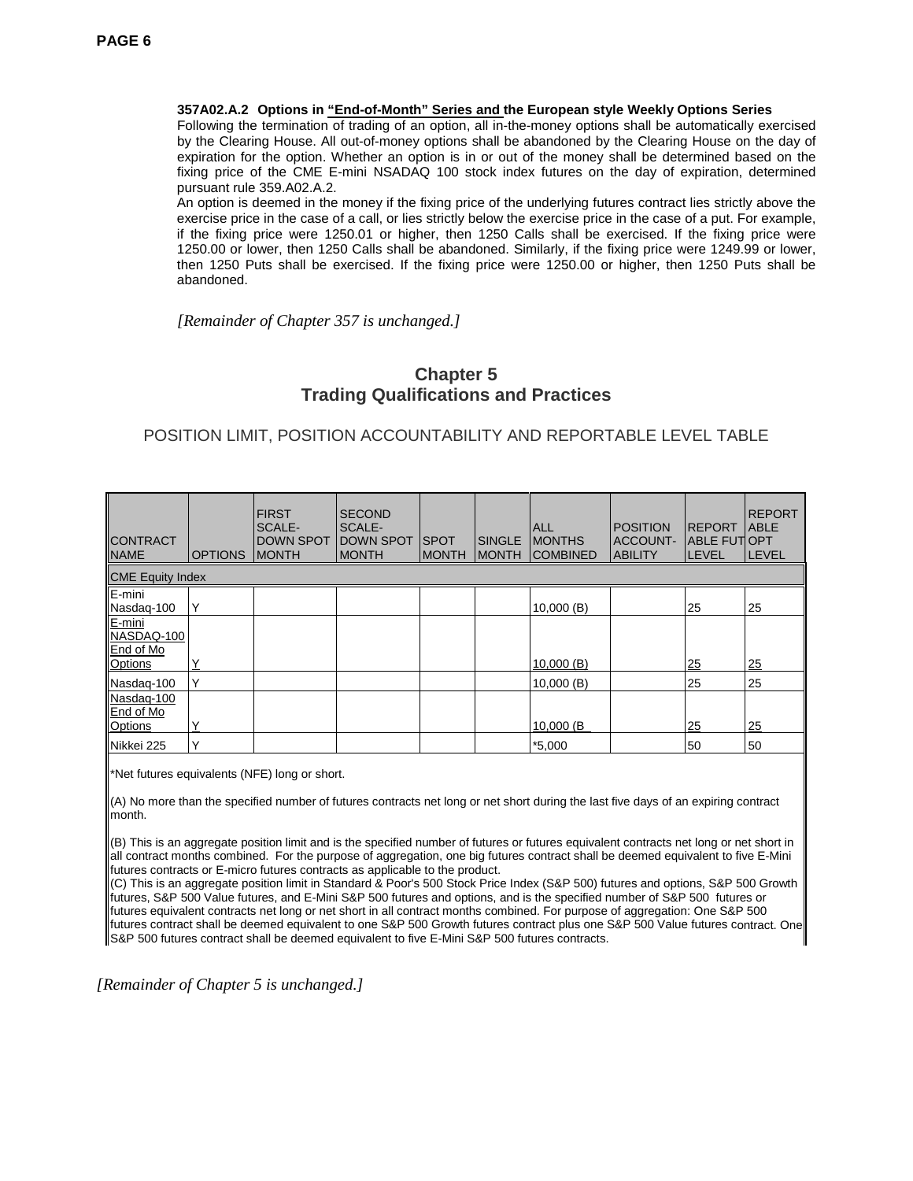**357A02.A.2 Options in "End-of-Month" Series and the European style Weekly Options Series**

Following the termination of trading of an option, all in-the-money options shall be automatically exercised by the Clearing House. All out-of-money options shall be abandoned by the Clearing House on the day of expiration for the option. Whether an option is in or out of the money shall be determined based on the fixing price of the CME E-mini NSADAQ 100 stock index futures on the day of expiration, determined pursuant rule 359.A02.A.2.

An option is deemed in the money if the fixing price of the underlying futures contract lies strictly above the exercise price in the case of a call, or lies strictly below the exercise price in the case of a put. For example, if the fixing price were 1250.01 or higher, then 1250 Calls shall be exercised. If the fixing price were 1250.00 or lower, then 1250 Calls shall be abandoned. Similarly, if the fixing price were 1249.99 or lower, then 1250 Puts shall be exercised. If the fixing price were 1250.00 or higher, then 1250 Puts shall be abandoned.

*[Remainder of Chapter 357 is unchanged.]*

## Chapter 5
## Trading Qualifications and Practices

POSITION LIMIT, POSITION ACCOUNTABILITY AND REPORTABLE LEVEL TABLE

| CONTRACT NAME | OPTIONS | FIRST SCALE-DOWN SPOT MONTH | SECOND SCALE-DOWN SPOT MONTH | SPOT MONTH | SINGLE MONTH | ALL MONTHS COMBINED | POSITION ACCOUNT-ABILITY | REPORTABLE FUT LEVEL | REPORTABLE OPT LEVEL |
|---|---|---|---|---|---|---|---|---|---|
| CME Equity Index | | | | | | | | | |
| E-mini Nasdaq-100 | Y | | | | | 10,000 (B) | | 25 | 25 |
| E-mini NASDAQ-100 End of Mo Options | Y | | | | | 10,000 (B) | | 25 | 25 |
| Nasdaq-100 | Y | | | | | 10,000 (B) | | 25 | 25 |
| Nasdaq-100 End of Mo Options | Y | | | | | 10,000 (B | | 25 | 25 |
| Nikkei 225 | Y | | | | | *5,000 | | 50 | 50 |

*Net futures equivalents (NFE) long or short.

(A) No more than the specified number of futures contracts net long or net short during the last five days of an expiring contract month.

(B) This is an aggregate position limit and is the specified number of futures or futures equivalent contracts net long or net short in all contract months combined. For the purpose of aggregation, one big futures contract shall be deemed equivalent to five E-Mini futures contracts or E-micro futures contracts as applicable to the product.

(C) This is an aggregate position limit in Standard & Poor's 500 Stock Price Index (S&P 500) futures and options, S&P 500 Growth futures, S&P 500 Value futures, and E-Mini S&P 500 futures and options, and is the specified number of S&P 500 futures or futures equivalent contracts net long or net short in all contract months combined. For purpose of aggregation: One S&P 500 futures contract shall be deemed equivalent to one S&P 500 Growth futures contract plus one S&P 500 Value futures contract. One S&P 500 futures contract shall be deemed equivalent to five E-Mini S&P 500 futures contracts.

*[Remainder of Chapter 5 is unchanged.]*